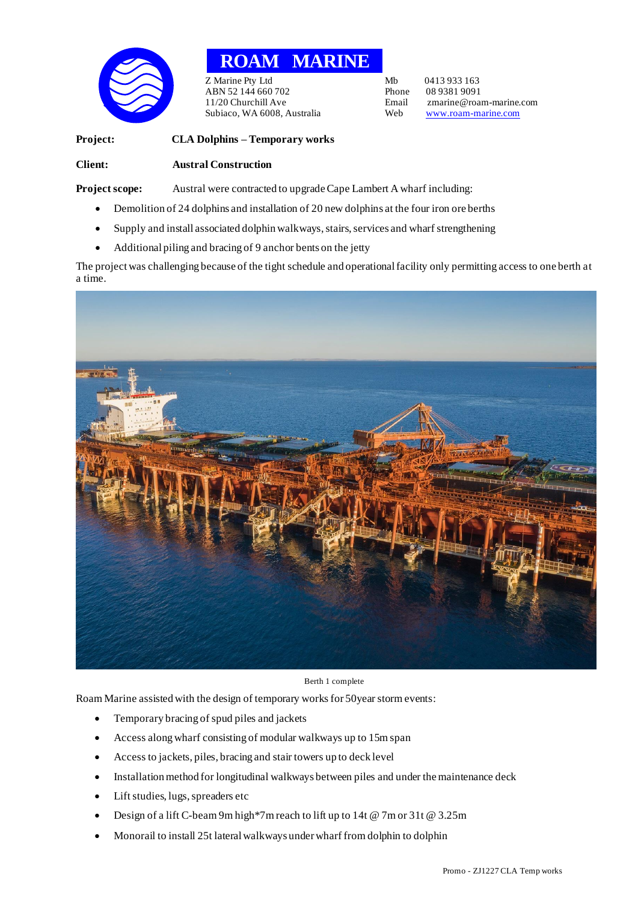# ROAM MARINE

Z Marine Pty Ltd
ABN 52 144 660 702
11/20 Churchill Ave
Subiaco, WA 6008, Australia

Mb 0413 933 163
Phone 08 9381 9091
Email zmarine@roam-marine.com
Web www.roam-marine.com

**Project:** **CLA Dolphins – Temporary works**

**Client:** **Austral Construction**

**Project scope:** Austral were contracted to upgrade Cape Lambert A wharf including:

- Demolition of 24 dolphins and installation of 20 new dolphins at the four iron ore berths
- Supply and install associated dolphin walkways, stairs, services and wharf strengthening
- Additional piling and bracing of 9 anchor bents on the jetty

The project was challenging because of the tight schedule and operational facility only permitting access to one berth at a time.

Berth 1 complete

Roam Marine assisted with the design of temporary works for 50year storm events:

- Temporary bracing of spud piles and jackets
- Access along wharf consisting of modular walkways up to 15m span
- Access to jackets, piles, bracing and stair towers up to deck level
- Installation method for longitudinal walkways between piles and under the maintenance deck
- Lift studies, lugs, spreaders etc
- Design of a lift C-beam 9m high*7m reach to lift up to 14t @ 7m or 31t @ 3.25m
- Monorail to install 25t lateral walkways under wharf from dolphin to dolphin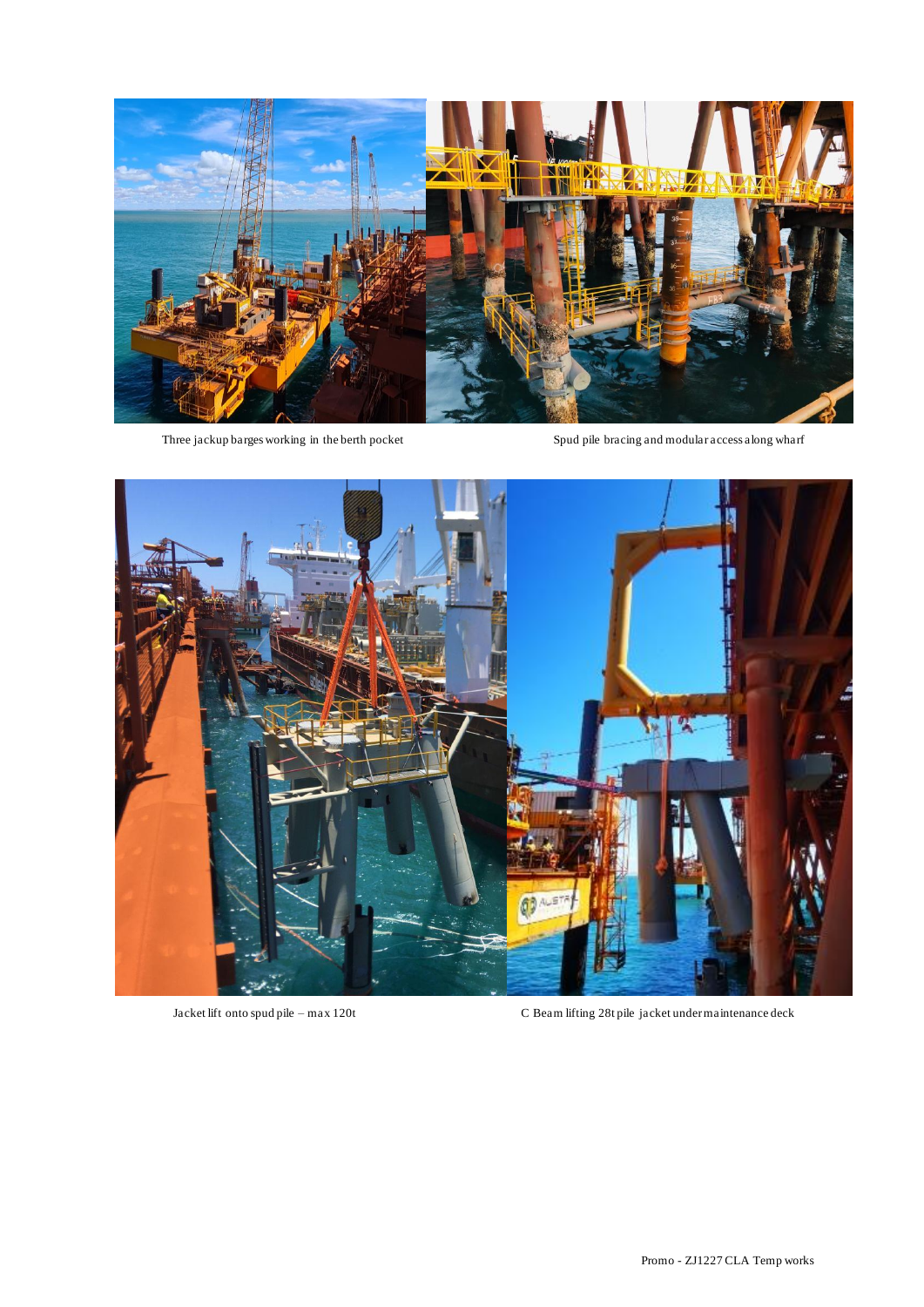Three jackup barges working in the berth pocket

Spud pile bracing and modular access along wharf

Jacket lift onto spud pile – max 120t

C Beam lifting 28t pile jacket under maintenance deck